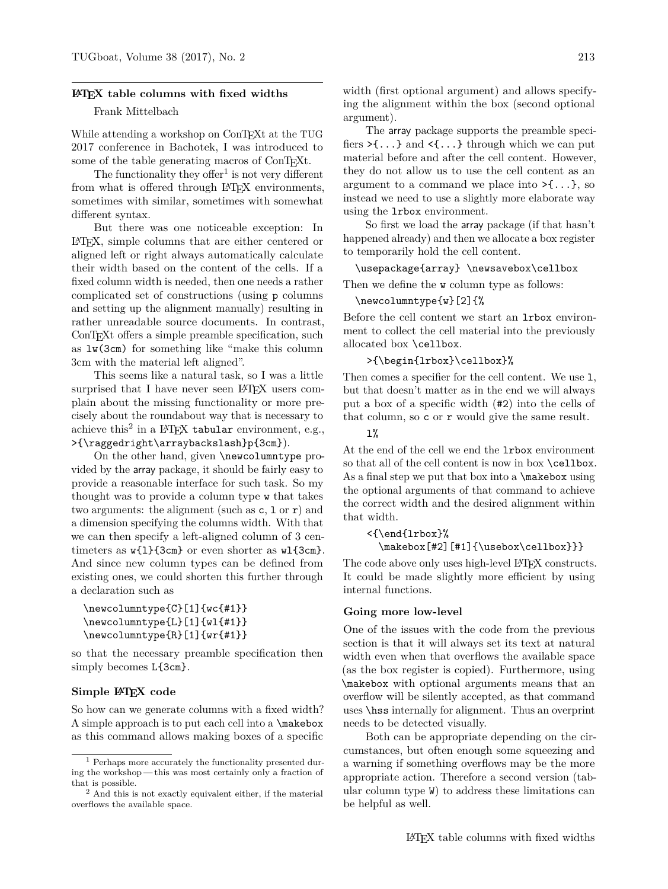# LaTeX table columns with fixed widths

Frank Mittelbach

While attending a workshop on ConTeXt at the TUG 2017 conference in Bachotek, I was introduced to some of the table generating macros of ConTeXt.

The functionality they offer[1] is not very different from what is offered through LaTeX environments, sometimes with similar, sometimes with somewhat different syntax.

But there was one noticeable exception: In LaTeX, simple columns that are either centered or aligned left or right always automatically calculate their width based on the content of the cells. If a fixed column width is needed, then one needs a rather complicated set of constructions (using `p` columns and setting up the alignment manually) resulting in rather unreadable source documents. In contrast, ConTeXt offers a simple preamble specification, such as `lw(3cm)` for something like "make this column 3cm with the material left aligned".

This seems like a natural task, so I was a little surprised that I have never seen LaTeX users complain about the missing functionality or more precisely about the roundabout way that is necessary to achieve this[2] in a LaTeX `tabular` environment, e.g., `>{\raggedright\arraybackslash}p{3cm}`).

On the other hand, given `\newcolumntype` provided by the `array` package, it should be fairly easy to provide a reasonable interface for such task. So my thought was to provide a column type `w` that takes two arguments: the alignment (such as `c`, `l` or `r`) and a dimension specifying the columns width. With that we can then specify a left-aligned column of 3 centimeters as `w{l}{3cm}` or even shorter as `wl{3cm}`. And since new column types can be defined from existing ones, we could shorten this further through a declaration such as

```
\newcolumntype{C}[1]{wc{#1}}
\newcolumntype{L}[1]{wl{#1}}
\newcolumntype{R}[1]{wr{#1}}
```

so that the necessary preamble specification then simply becomes `L{3cm}`.

## Simple LaTeX code

So how can we generate columns with a fixed width? A simple approach is to put each cell into a `\makebox` as this command allows making boxes of a specific width (first optional argument) and allows specifying the alignment within the box (second optional argument).

The `array` package supports the preamble specifiers `>{...}` and `<{...}` through which we can put material before and after the cell content. However, they do not allow us to use the cell content as an argument to a command we place into `>{...}`, so instead we need to use a slightly more elaborate way using the `lrbox` environment.

So first we load the `array` package (if that hasn't happened already) and then we allocate a box register to temporarily hold the cell content.

```
\usepackage{array} \newsavebox\cellbox
```

Then we define the `w` column type as follows:

```
\newcolumntype{w}[2]{%
```

Before the cell content we start an `lrbox` environment to collect the cell material into the previously allocated box `\cellbox`.

```
  >{\begin{lrbox}\cellbox}%
```

Then comes a specifier for the cell content. We use `l`, but that doesn't matter as in the end we will always put a box of a specific width (`#2`) into the cells of that column, so `c` or `r` would give the same result.

```
  l%
```

At the end of the cell we end the `lrbox` environment so that all of the cell content is now in box `\cellbox`. As a final step we put that box into a `\makebox` using the optional arguments of that command to achieve the correct width and the desired alignment within that width.

```
  <{\end{lrbox}%
    \makebox[#2][#1]{\usebox\cellbox}}}
```

The code above only uses high-level LaTeX constructs. It could be made slightly more efficient by using internal functions.

## Going more low-level

One of the issues with the code from the previous section is that it will always set its text at natural width even when that overflows the available space (as the box register is copied). Furthermore, using `\makebox` with optional arguments means that an overflow will be silently accepted, as that command uses `\hss` internally for alignment. Thus an overprint needs to be detected visually.

Both can be appropriate depending on the circumstances, but often enough some squeezing and a warning if something overflows may be the more appropriate action. Therefore a second version (tabular column type `W`) to address these limitations can be helpful as well.

---

[1] Perhaps more accurately the functionality presented during the workshop — this was most certainly only a fraction of that is possible.

[2] And this is not exactly equivalent either, if the material overflows the available space.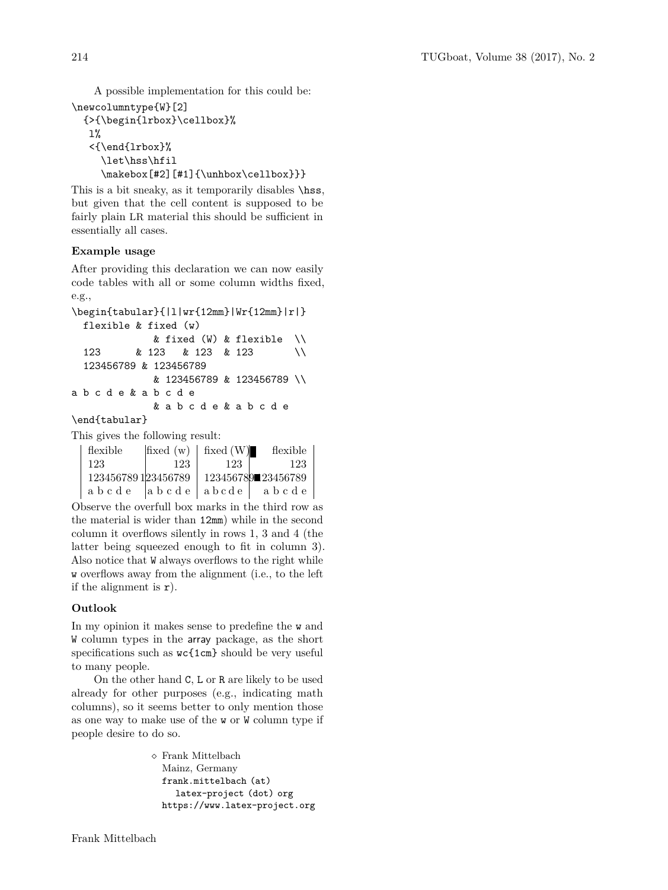A possible implementation for this could be:

```
\newcolumntype{W}[2]
  {>{\begin{lrbox}\cellbox}%
   l%
   <{\end{lrbox}%
     \let\hss\hfil
     \makebox[#2][#1]{\unhbox\cellbox}}}
```

This is a bit sneaky, as it temporarily disables `\hss`, but given that the cell content is supposed to be fairly plain LR material this should be sufficient in essentially all cases.

### Example usage

After providing this declaration we can now easily code tables with all or some column widths fixed, e.g.,

```
\begin{tabular}{|l|wr{12mm}|Wr{12mm}|r|}
  flexible & fixed (w)
             & fixed (W) & flexible  \\
  123      & 123   & 123  & 123       \\
  123456789 & 123456789
             & 123456789 & 123456789 \\
a b c d e & a b c d e
             & a b c d e & a b c d e
\end{tabular}
```

This gives the following result:

| | | | |
|---|---|---|---|
| flexible | fixed (w) | fixed (W) | flexible |
| 123 | 123 | 123 | 123 |
| 123456789 | 123456789 | 123456789 | 123456789 |
| a b c d e | a b c d e | a b c d e | a b c d e |

Observe the overfull box marks in the third row as the material is wider than `12mm`) while in the second column it overflows silently in rows 1, 3 and 4 (the latter being squeezed enough to fit in column 3). Also notice that `W` always overflows to the right while `w` overflows away from the alignment (i.e., to the left if the alignment is `r`).

### Outlook

In my opinion it makes sense to predefine the `w` and `W` column types in the array package, as the short specifications such as `wc{1cm}` should be very useful to many people.

On the other hand `C`, `L` or `R` are likely to be used already for other purposes (e.g., indicating math columns), so it seems better to only mention those as one way to make use of the `w` or `W` column type if people desire to do so.

◇ Frank Mittelbach
Mainz, Germany
frank.mittelbach (at) latex-project (dot) org
https://www.latex-project.org